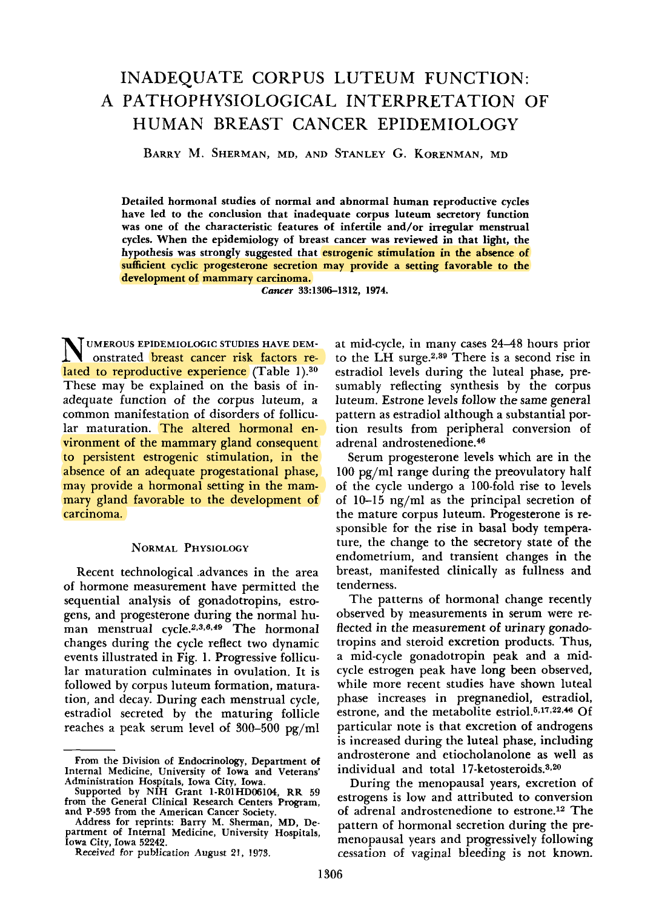# INADEQUATE CORPUS LUTEUM FUNCTION: A PATHOPHYSIOLOGICAL INTERPRETATION OF HUMAN BREAST CANCER EPIDEMIOLOGY

BARRY M. SHERMAN, MD, AND STANLEY G. KORENMAN, MD

**Detailed hormonal studies of normal and abnormal human reproductive cycles have led to the conclusion that inadequate corpus luteum secretory function was one of the characteristic features of infertile and/or irregular menstrual cycles. When the epidemiology of breast cancer was reviewed in that light, the hypothesis was strongly suggested that estrogenic stimulation in the absence of sufficient cyclic progesterone secretion may provide a setting favorable to the development of mammary carcinoma.**

*Cancer* 33:1306–1312, 1974.

NUMEROUS EPIDEMIOLOGIC STUDIES HAVE DEMonstrated breast cancer risk factors related to reproductive experience (Table 1).[30] These may be explained on the basis of inadequate function of the corpus luteum, a common manifestation of disorders of follicular maturation. The altered hormonal environment of the mammary gland consequent to persistent estrogenic stimulation, in the absence of an adequate progestational phase, may provide a hormonal setting in the mammary gland favorable to the development of carcinoma.

## NORMAL PHYSIOLOGY

Recent technological advances in the area of hormone measurement have permitted the sequential analysis of gonadotropins, estrogens, and progesterone during the normal human menstrual cycle.[2,3,6,49] The hormonal changes during the cycle reflect two dynamic events illustrated in Fig. 1. Progressive follicular maturation culminates in ovulation. It is followed by corpus luteum formation, maturation, and decay. During each menstrual cycle, estradiol secreted by the maturing follicle reaches a peak serum level of 300–500 pg/ml at mid-cycle, in many cases 24–48 hours prior to the LH surge.[2,39] There is a second rise in estradiol levels during the luteal phase, presumably reflecting synthesis by the corpus luteum. Estrone levels follow the same general pattern as estradiol although a substantial portion results from peripheral conversion of adrenal androstenedione.[46]

Serum progesterone levels which are in the 100 pg/ml range during the preovulatory half of the cycle undergo a 100-fold rise to levels of 10–15 ng/ml as the principal secretion of the mature corpus luteum. Progesterone is responsible for the rise in basal body temperature, the change to the secretory state of the endometrium, and transient changes in the breast, manifested clinically as fullness and tenderness.

The patterns of hormonal change recently observed by measurements in serum were reflected in the measurement of urinary gonadotropins and steroid excretion products. Thus, a mid-cycle gonadotropin peak and a mid-cycle estrogen peak have long been observed, while more recent studies have shown luteal phase increases in pregnanediol, estradiol, estrone, and the metabolite estriol.[5,17,22,46] Of particular note is that excretion of androgens is increased during the luteal phase, including androsterone and etiocholanolone as well as individual and total 17-ketosteroids.[3,20]

During the menopausal years, excretion of estrogens is low and attributed to conversion of adrenal androstenedione to estrone.[12] The pattern of hormonal secretion during the premenopausal years and progressively following cessation of vaginal bleeding is not known.

From the Division of Endocrinology, Department of Internal Medicine, University of Iowa and Veterans' Administration Hospitals, Iowa City, Iowa.

Supported by NIH Grant 1-R01HD06104, RR 59 from the General Clinical Research Centers Program, and P-593 from the American Cancer Society.

Address for reprints: Barry M. Sherman, MD, Department of Internal Medicine, University Hospitals, Iowa City, Iowa 52242.

Received for publication August 21, 1973.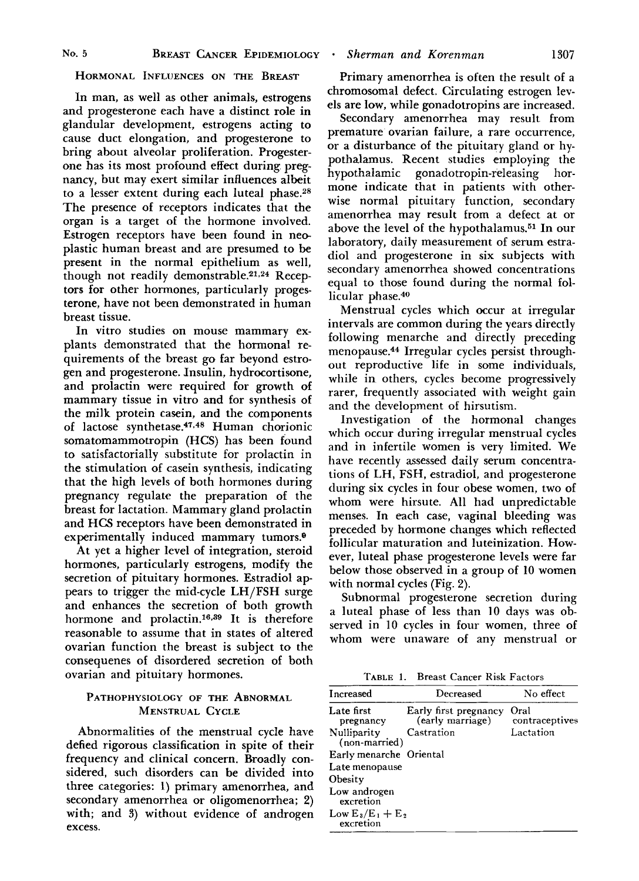## Hormonal Influences on the Breast

In man, as well as other animals, estrogens and progesterone each have a distinct role in glandular development, estrogens acting to cause duct elongation, and progesterone to bring about alveolar proliferation. Progesterone has its most profound effect during pregnancy, but may exert similar influences albeit to a lesser extent during each luteal phase.[28] The presence of receptors indicates that the organ is a target of the hormone involved. Estrogen receptors have been found in neoplastic human breast and are presumed to be present in the normal epithelium as well, though not readily demonstrable.[21,24] Receptors for other hormones, particularly progesterone, have not been demonstrated in human breast tissue.

In vitro studies on mouse mammary explants demonstrated that the hormonal requirements of the breast go far beyond estrogen and progesterone. Insulin, hydrocortisone, and prolactin were required for growth of mammary tissue in vitro and for synthesis of the milk protein casein, and the components of lactose synthetase.[47,48] Human chorionic somatomammotropin (HCS) has been found to satisfactorily substitute for prolactin in the stimulation of casein synthesis, indicating that the high levels of both hormones during pregnancy regulate the preparation of the breast for lactation. Mammary gland prolactin and HCS receptors have been demonstrated in experimentally induced mammary tumors.[9]

At yet a higher level of integration, steroid hormones, particularly estrogens, modify the secretion of pituitary hormones. Estradiol appears to trigger the mid-cycle LH/FSH surge and enhances the secretion of both growth hormone and prolactin.[16,39] It is therefore reasonable to assume that in states of altered ovarian function the breast is subject to the consequenes of disordered secretion of both ovarian and pituitary hormones.

## Pathophysiology of the Abnormal Menstrual Cycle

Abnormalities of the menstrual cycle have defied rigorous classification in spite of their frequency and clinical concern. Broadly considered, such disorders can be divided into three categories: 1) primary amenorrhea, and secondary amenorrhea or oligomenorrhea; 2) with; and 3) without evidence of androgen excess.

Primary amenorrhea is often the result of a chromosomal defect. Circulating estrogen levels are low, while gonadotropins are increased.

Secondary amenorrhea may result from premature ovarian failure, a rare occurrence, or a disturbance of the pituitary gland or hypothalamus. Recent studies employing the hypothalamic gonadotropin-releasing hormone indicate that in patients with otherwise normal pituitary function, secondary amenorrhea may result from a defect at or above the level of the hypothalamus.[51] In our laboratory, daily measurement of serum estradiol and progesterone in six subjects with secondary amenorrhea showed concentrations equal to those found during the normal follicular phase.[40]

Menstrual cycles which occur at irregular intervals are common during the years directly following menarche and directly preceding menopause.[44] Irregular cycles persist throughout reproductive life in some individuals, while in others, cycles become progressively rarer, frequently associated with weight gain and the development of hirsutism.

Investigation of the hormonal changes which occur during irregular menstrual cycles and in infertile women is very limited. We have recently assessed daily serum concentrations of LH, FSH, estradiol, and progesterone during six cycles in four obese women, two of whom were hirsute. All had unpredictable menses. In each case, vaginal bleeding was preceded by hormone changes which reflected follicular maturation and luteinization. However, luteal phase progesterone levels were far below those observed in a group of 10 women with normal cycles (Fig. 2).

Subnormal progesterone secretion during a luteal phase of less than 10 days was observed in 10 cycles in four women, three of whom were unaware of any menstrual or

Table 1. Breast Cancer Risk Factors

| Increased | Decreased | No effect |
|---|---|---|
| Late first pregnancy | Early first pregnancy (early marriage) | Oral contraceptives |
| Nulliparity (non-married) | Castration | Lactation |
| Early menarche | Oriental | |
| Late menopause | | |
| Obesity | | |
| Low androgen excretion | | |
| Low $E_3/E_1 + E_2$ excretion | | |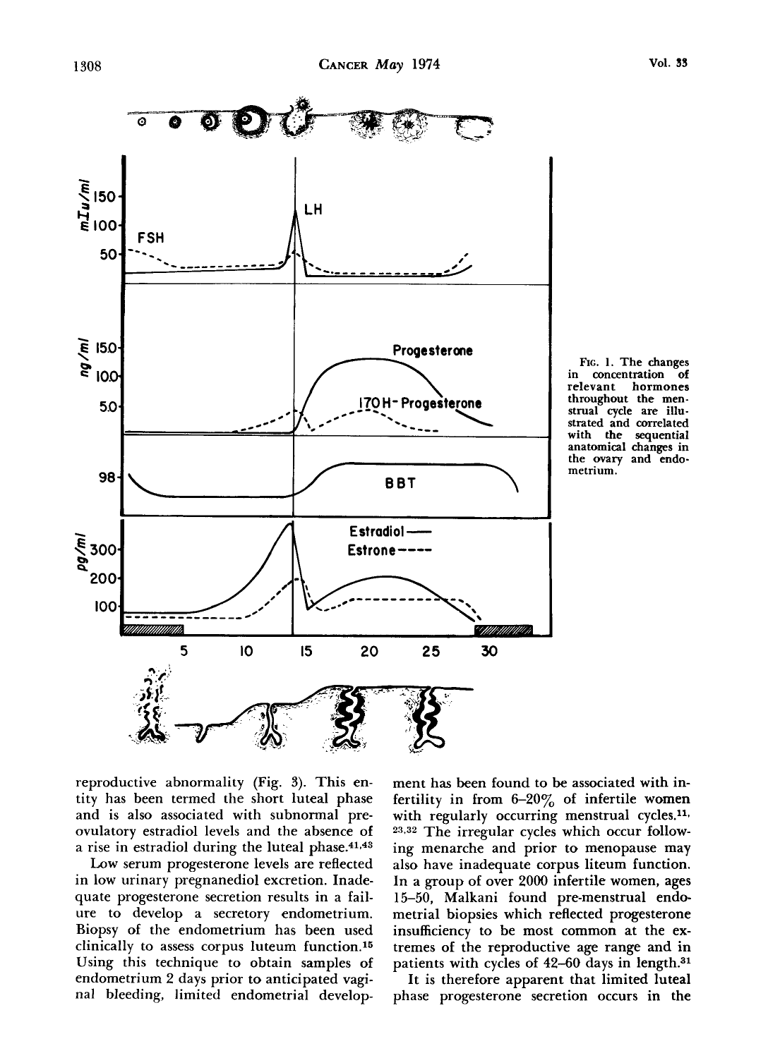FIG. 1. The changes in concentration of relevant hormones throughout the menstrual cycle are illustrated and correlated with the sequential anatomical changes in the ovary and endometrium.

reproductive abnormality (Fig. 3). This entity has been termed the short luteal phase and is also associated with subnormal preovulatory estradiol levels and the absence of a rise in estradiol during the luteal phase.[41,43]

Low serum progesterone levels are reflected in low urinary pregnanediol excretion. Inadequate progesterone secretion results in a failure to develop a secretory endometrium. Biopsy of the endometrium has been used clinically to assess corpus luteum function.[15] Using this technique to obtain samples of endometrium 2 days prior to anticipated vaginal bleeding, limited endometrial development has been found to be associated with infertility in from 6–20% of infertile women with regularly occurring menstrual cycles.[11,23,32] The irregular cycles which occur following menarche and prior to menopause may also have inadequate corpus liteum function. In a group of over 2000 infertile women, ages 15–50, Malkani found pre-menstrual endometrial biopsies which reflected progesterone insufficiency to be most common at the extremes of the reproductive age range and in patients with cycles of 42–60 days in length.[31]

It is therefore apparent that limited luteal phase progesterone secretion occurs in the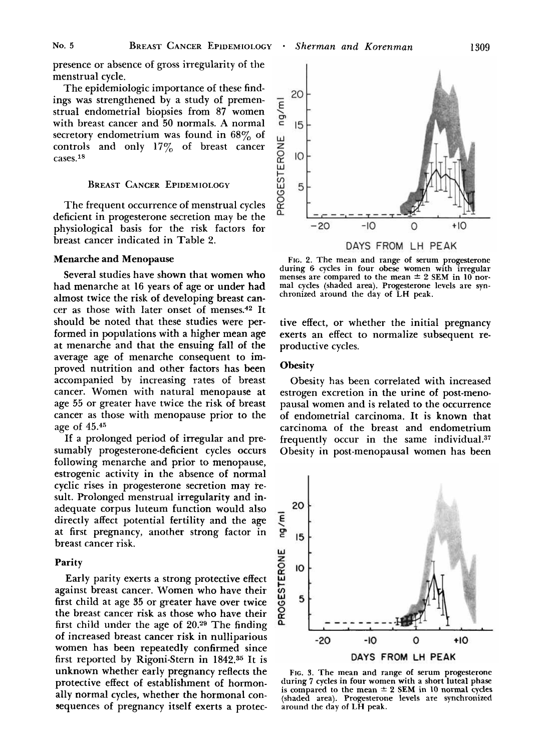presence or absence of gross irregularity of the menstrual cycle.

The epidemiologic importance of these findings was strengthened by a study of premenstrual endometrial biopsies from 87 women with breast cancer and 50 normals. A normal secretory endometrium was found in 68% of controls and only 17% of breast cancer cases.[18]

## Breast Cancer Epidemiology

The frequent occurrence of menstrual cycles deficient in progesterone secretion may be the physiological basis for the risk factors for breast cancer indicated in Table 2.

### Menarche and Menopause

Several studies have shown that women who had menarche at 16 years of age or under had almost twice the risk of developing breast cancer as those with later onset of menses.[42] It should be noted that these studies were performed in populations with a higher mean age at menarche and that the ensuing fall of the average age of menarche consequent to improved nutrition and other factors has been accompanied by increasing rates of breast cancer. Women with natural menopause at age 55 or greater have twice the risk of breast cancer as those with menopause prior to the age of 45.[45]

If a prolonged period of irregular and presumably progesterone-deficient cycles occurs following menarche and prior to menopause, estrogenic activity in the absence of normal cyclic rises in progesterone secretion may result. Prolonged menstrual irregularity and inadequate corpus luteum function would also directly affect potential fertility and the age at first pregnancy, another strong factor in breast cancer risk.

### Parity

Early parity exerts a strong protective effect against breast cancer. Women who have their first child at age 35 or greater have over twice the breast cancer risk as those who have their first child under the age of 20.[29] The finding of increased breast cancer risk in nulliparious women has been repeatedly confirmed since first reported by Rigoni-Stern in 1842.[35] It is unknown whether early pregnancy reflects the protective effect of establishment of hormonally normal cycles, whether the hormonal consequences of pregnancy itself exerts a protective effect, or whether the initial pregnancy exerts an effect to normalize subsequent reproductive cycles.

FIG. 2. The mean and range of serum progesterone during 6 cycles in four obese women with irregular menses are compared to the mean ± 2 SEM in 10 normal cycles (shaded area). Progesterone levels are synchronized around the day of LH peak.

### Obesity

Obesity has been correlated with increased estrogen excretion in the urine of post-menopausal women and is related to the occurrence of endometrial carcinoma. It is known that carcinoma of the breast and endometrium frequently occur in the same individual.[37] Obesity in post-menopausal women has been

FIG. 3. The mean and range of serum progesterone during 7 cycles in four women with a short luteal phase is compared to the mean ± 2 SEM in 10 normal cycles (shaded area). Progesterone levels are synchronized around the day of LH peak.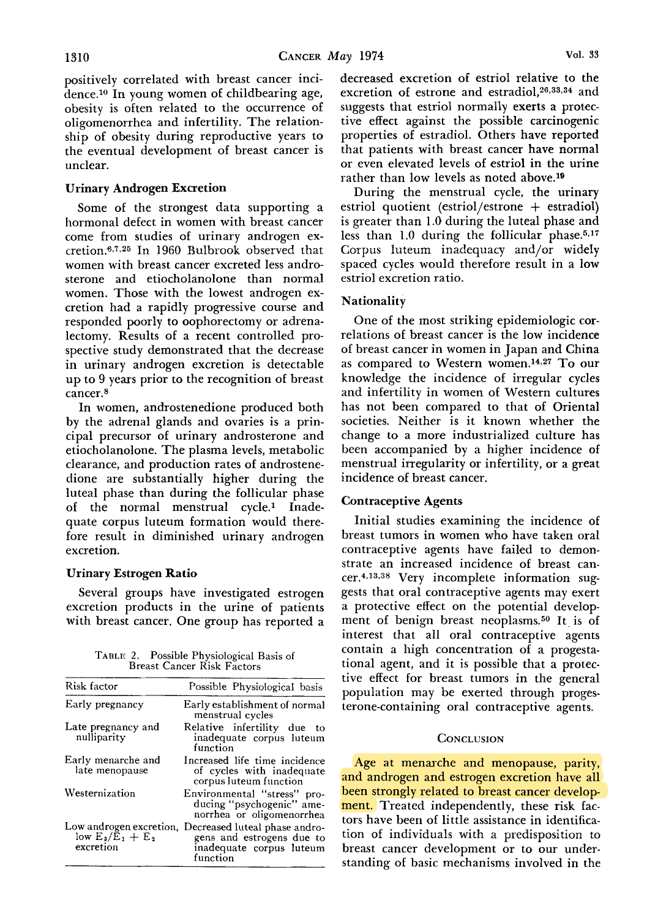positively correlated with breast cancer incidence.[10] In young women of childbearing age, obesity is often related to the occurrence of oligomenorrhea and infertility. The relationship of obesity during reproductive years to the eventual development of breast cancer is unclear.

### Urinary Androgen Excretion

Some of the strongest data supporting a hormonal defect in women with breast cancer come from studies of urinary androgen excretion.[6,7,25] In 1960 Bulbrook observed that women with breast cancer excreted less androsterone and etiocholanolone than normal women. Those with the lowest androgen excretion had a rapidly progressive course and responded poorly to oophorectomy or adrenalectomy. Results of a recent controlled prospective study demonstrated that the decrease in urinary androgen excretion is detectable up to 9 years prior to the recognition of breast cancer.[8]

In women, androstenedione produced both by the adrenal glands and ovaries is a principal precursor of urinary androsterone and etiocholanolone. The plasma levels, metabolic clearance, and production rates of androstenedione are substantially higher during the luteal phase than during the follicular phase of the normal menstrual cycle.[1] Inadequate corpus luteum formation would therefore result in diminished urinary androgen excretion.

### Urinary Estrogen Ratio

Several groups have investigated estrogen excretion products in the urine of patients with breast cancer. One group has reported a decreased excretion of estriol relative to the excretion of estrone and estradiol,[26,33,34] and suggests that estriol normally exerts a protective effect against the possible carcinogenic properties of estradiol. Others have reported that patients with breast cancer have normal or even elevated levels of estriol in the urine rather than low levels as noted above.[19]

During the menstrual cycle, the urinary estriol quotient (estriol/estrone + estradiol) is greater than 1.0 during the luteal phase and less than 1.0 during the follicular phase.[5,17] Corpus luteum inadequacy and/or widely spaced cycles would therefore result in a low estriol excretion ratio.

TABLE 2. Possible Physiological Basis of Breast Cancer Risk Factors

| Risk factor | Possible Physiological basis |
|---|---|
| Early pregnancy | Early establishment of normal menstrual cycles |
| Late pregnancy and nulliparity | Relative infertility due to inadequate corpus luteum function |
| Early menarche and late menopause | Increased life time incidence of cycles with inadequate corpus luteum function |
| Westernization | Environmental "stress" producing "psychogenic" amenorrhea or oligomenorrhea |
| Low androgen excretion, low $E_3/E_1 + E_2$ excretion | Decreased luteal phase androgens and estrogens due to inadequate corpus luteum function |

### Nationality

One of the most striking epidemiologic correlations of breast cancer is the low incidence of breast cancer in women in Japan and China as compared to Western women.[14,27] To our knowledge the incidence of irregular cycles and infertility in women of Western cultures has not been compared to that of Oriental societies. Neither is it known whether the change to a more industrialized culture has been accompanied by a higher incidence of menstrual irregularity or infertility, or a great incidence of breast cancer.

### Contraceptive Agents

Initial studies examining the incidence of breast tumors in women who have taken oral contraceptive agents have failed to demonstrate an increased incidence of breast cancer.[4,13,38] Very incomplete information suggests that oral contraceptive agents may exert a protective effect on the potential development of benign breast neoplasms.[50] It is of interest that all oral contraceptive agents contain a high concentration of a progestational agent, and it is possible that a protective effect for breast tumors in the general population may be exerted through progesterone-containing oral contraceptive agents.

## CONCLUSION

Age at menarche and menopause, parity, and androgen and estrogen excretion have all been strongly related to breast cancer development. Treated independently, these risk factors have been of little assistance in identification of individuals with a predisposition to breast cancer development or to our understanding of basic mechanisms involved in the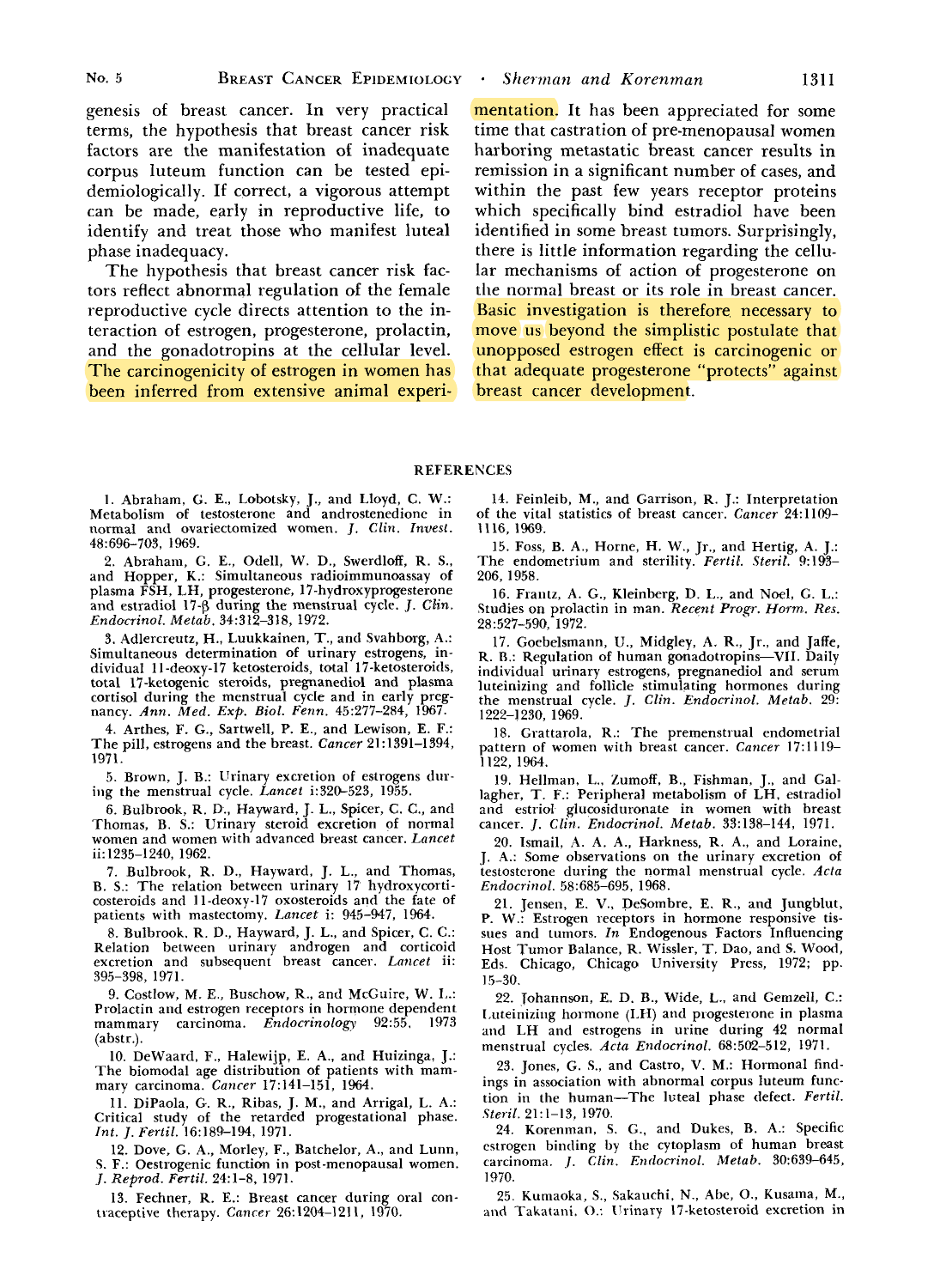genesis of breast cancer. In very practical terms, the hypothesis that breast cancer risk factors are the manifestation of inadequate corpus luteum function can be tested epidemiologically. If correct, a vigorous attempt can be made, early in reproductive life, to identify and treat those who manifest luteal phase inadequacy.

The hypothesis that breast cancer risk factors reflect abnormal regulation of the female reproductive cycle directs attention to the interaction of estrogen, progesterone, prolactin, and the gonadotropins at the cellular level. The carcinogenicity of estrogen in women has been inferred from extensive animal experimentation. It has been appreciated for some time that castration of pre-menopausal women harboring metastatic breast cancer results in remission in a significant number of cases, and within the past few years receptor proteins which specifically bind estradiol have been identified in some breast tumors. Surprisingly, there is little information regarding the cellular mechanisms of action of progesterone on the normal breast or its role in breast cancer. Basic investigation is therefore necessary to move us beyond the simplistic postulate that unopposed estrogen effect is carcinogenic or that adequate progesterone "protects" against breast cancer development.

## REFERENCES

1. Abraham, G. E., Lobotsky, J., and Lloyd, C. W.: Metabolism of testosterone and androstenedione in normal and ovariectomized women. *J. Clin. Invest.* 48:696–703, 1969.

2. Abraham, G. E., Odell, W. D., Swerdloff, R. S., and Hopper, K.: Simultaneous radioimmunoassay of plasma FSH, LH, progesterone, 17-hydroxyprogesterone and estradiol 17-β during the menstrual cycle. *J. Clin. Endocrinol. Metab.* 34:312–318, 1972.

3. Adlercreutz, H., Luukkainen, T., and Svahborg, A.: Simultaneous determination of urinary estrogens, individual 11-deoxy-17 ketosteroids, total 17-ketosteroids, total 17-ketogenic steroids, pregnanediol and plasma cortisol during the menstrual cycle and in early pregnancy. *Ann. Med. Exp. Biol. Fenn.* 45:277–284, 1967.

4. Arthes, F. G., Sartwell, P. E., and Lewison, E. F.: The pill, estrogens and the breast. *Cancer* 21:1391–1394, 1971.

5. Brown, J. B.: Urinary excretion of estrogens during the menstrual cycle. *Lancet* i:320–323, 1955.

6. Bulbrook, R. D., Hayward, J. L., Spicer, C. C., and Thomas, B. S.: Urinary steroid excretion of normal women and women with advanced breast cancer. *Lancet* ii:1235–1240, 1962.

7. Bulbrook, R. D., Hayward, J. L., and Thomas, B. S.: The relation between urinary 17 hydroxycorticosteroids and 11-deoxy-17 oxosteroids and the fate of patients with mastectomy. *Lancet* i: 945–947, 1964.

8. Bulbrook, R. D., Hayward, J. L., and Spicer, C. C.: Relation between urinary androgen and corticoid excretion and subsequent breast cancer. *Lancet* ii: 395–398, 1971.

9. Costlow, M. E., Buschow, R., and McGuire, W. L.: Prolactin and estrogen receptors in hormone dependent mammary carcinoma. *Endocrinology* 92:55, 1973 (abstr.).

10. DeWaard, F., Halewijp, E. A., and Huizinga, J.: The biomodal age distribution of patients with mammary carcinoma. *Cancer* 17:141–151, 1964.

11. DiPaola, G. R., Ribas, J. M., and Arrigal, L. A.: Critical study of the retarded progestational phase. *Int. J. Fertil.* 16:189–194, 1971.

12. Dove, G. A., Morley, F., Batchelor, A., and Lunn, S. F.: Oestrogenic function in post-menopausal women. *J. Reprod. Fertil.* 24:1–8, 1971.

13. Fechner, R. E.: Breast cancer during oral contraceptive therapy. *Cancer* 26:1204–1211, 1970.

14. Feinleib, M., and Garrison, R. J.: Interpretation of the vital statistics of breast cancer. *Cancer* 24:1109–1116, 1969.

15. Foss, B. A., Horne, H. W., Jr., and Hertig, A. J.: The endometrium and sterility. *Fertil. Steril.* 9:193–206, 1958.

16. Frantz, A. G., Kleinberg, D. L., and Noel, G. L.: Studies on prolactin in man. *Recent Progr. Horm. Res.* 28:527–590, 1972.

17. Goebelsmann, U., Midgley, A. R., Jr., and Jaffe, R. B.: Regulation of human gonadotropins—VII. Daily individual urinary estrogens, pregnanediol and serum luteinizing and follicle stimulating hormones during the menstrual cycle. *J. Clin. Endocrinol. Metab.* 29: 1222–1230, 1969.

18. Grattarola, R.: The premenstrual endometrial pattern of women with breast cancer. *Cancer* 17:1119–1122, 1964.

19. Hellman, L., Zumoff, B., Fishman, J., and Gallagher, T. F.: Peripheral metabolism of LH, estradiol and estriol glucosiduronate in women with breast cancer. *J. Clin. Endocrinol. Metab.* 33:138–144, 1971.

20. Ismail, A. A. A., Harkness, R. A., and Loraine, J. A.: Some observations on the urinary excretion of testosterone during the normal menstrual cycle. *Acta Endocrinol.* 58:685–695, 1968.

21. Jensen, E. V., DeSombre, E. R., and Jungblut, P. W.: Estrogen receptors in hormone responsive tissues and tumors. *In* Endogenous Factors Influencing Host Tumor Balance, R. Wissler, T. Dao, and S. Wood, Eds. Chicago, Chicago University Press, 1972; pp. 15–30.

22. Johannson, E. D. B., Wide, L., and Gemzell, C.: Luteinizing hormone (LH) and progesterone in plasma and LH and estrogens in urine during 42 normal menstrual cycles. *Acta Endocrinol.* 68:502–512, 1971.

23. Jones, G. S., and Castro, V. M.: Hormonal findings in association with abnormal corpus luteum function in the human—The luteal phase defect. *Fertil. Steril.* 21:1–13, 1970.

24. Korenman, S. G., and Dukes, B. A.: Specific estrogen binding by the cytoplasm of human breast carcinoma. *J. Clin. Endocrinol. Metab.* 30:639–645, 1970.

25. Kumaoka, S., Sakauchi, N., Abe, O., Kusama, M., and Takatani, O.: Urinary 17-ketosteroid excretion in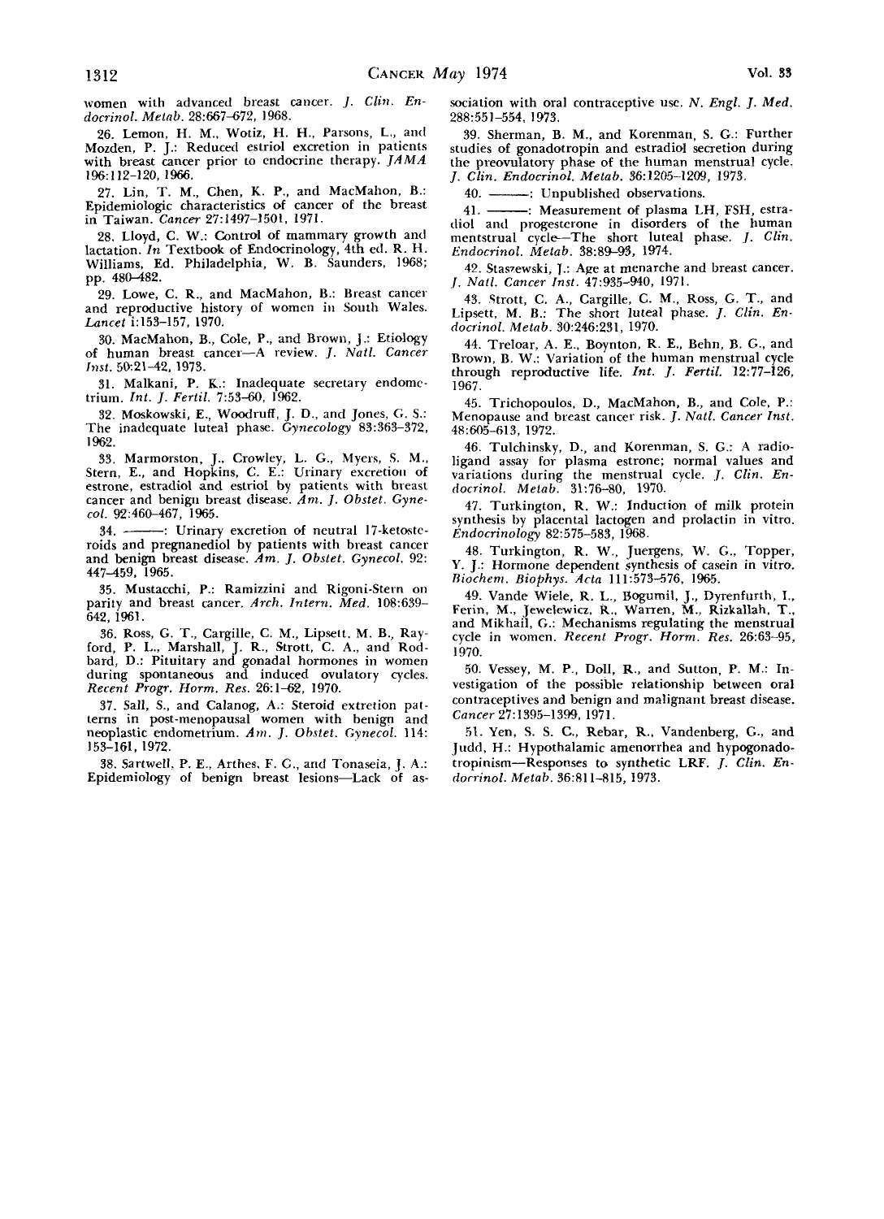women with advanced breast cancer. *J. Clin. Endocrinol. Metab.* 28:667–672, 1968.

26. Lemon, H. M., Wotiz, H. H., Parsons, L., and Mozden, P. J.: Reduced estriol excretion in patients with breast cancer prior to endocrine therapy. *JAMA* 196:112–120, 1966.

27. Lin, T. M., Chen, K. P., and MacMahon, B.: Epidemiologic characteristics of cancer of the breast in Taiwan. *Cancer* 27:1497–1501, 1971.

28. Lloyd, C. W.: Control of mammary growth and lactation. *In* Textbook of Endocrinology, 4th ed. R. H. Williams, Ed. Philadelphia, W. B. Saunders, 1968; pp. 480–482.

29. Lowe, C. R., and MacMahon, B.: Breast cancer and reproductive history of women in South Wales. *Lancet* i:153–157, 1970.

30. MacMahon, B., Cole, P., and Brown, J.: Etiology of human breast cancer—A review. *J. Natl. Cancer Inst.* 50:21–42, 1973.

31. Malkani, P. K.: Inadequate secretary endometrium. *Int. J. Fertil.* 7:53–60, 1962.

32. Moskowski, E., Woodruff, J. D., and Jones, G. S.: The inadequate luteal phase. *Gynecology* 83:363–372, 1962.

33. Marmorston, J., Crowley, L. G., Myers, S. M., Stern, E., and Hopkins, C. E.: Urinary excretion of estrone, estradiol and estriol by patients with breast cancer and benign breast disease. *Am. J. Obstet. Gynecol.* 92:460–467, 1965.

34. ———: Urinary excretion of neutral 17-ketosteroids and pregnanediol by patients with breast cancer and benign breast disease. *Am. J. Obstet. Gynecol.* 92: 447–459, 1965.

35. Mustacchi, P.: Ramizzini and Rigoni-Stern on parity and breast cancer. *Arch. Intern. Med.* 108:639–642, 1961.

36. Ross, G. T., Cargille, C. M., Lipsett, M. B., Rayford, P. L., Marshall, J. R., Strott, C. A., and Rodbard, D.: Pituitary and gonadal hormones in women during spontaneous and induced ovulatory cycles. *Recent Progr. Horm. Res.* 26:1–62, 1970.

37. Sall, S., and Calanog, A.: Steroid extretion patterns in post-menopausal women with benign and neoplastic endometrium. *Am. J. Obstet. Gynecol.* 114: 153–161, 1972.

38. Sartwell, P. E., Arthes, F. G., and Tonaseia, J. A.: Epidemiology of benign breast lesions—Lack of association with oral contraceptive use. *N. Engl. J. Med.* 288:551–554, 1973.

39. Sherman, B. M., and Korenman, S. G.: Further studies of gonadotropin and estradiol secretion during the preovulatory phase of the human menstrual cycle. *J. Clin. Endocrinol. Metab.* 36:1205–1209, 1973.

40. ———: Unpublished observations.

41. ———: Measurement of plasma LH, FSH, estradiol and progesterone in disorders of the human mentstrual cycle—The short luteal phase. *J. Clin. Endocrinol. Metab.* 38:89–93, 1974.

42. Staszewski, J.: Age at menarche and breast cancer. *J. Natl. Cancer Inst.* 47:935–940, 1971.

43. Strott, C. A., Cargille, C. M., Ross, G. T., and Lipsett, M. B.: The short luteal phase. *J. Clin. Endocrinol. Metab.* 30:246:231, 1970.

44. Treloar, A. E., Boynton, R. E., Behn, B. G., and Brown, B. W.: Variation of the human menstrual cycle through reproductive life. *Int. J. Fertil.* 12:77–126, 1967.

45. Trichopoulos, D., MacMahon, B., and Cole, P.: Menopause and breast cancer risk. *J. Natl. Cancer Inst.* 48:605–613, 1972.

46. Tulchinsky, D., and Korenman, S. G.: A radioligand assay for plasma estrone; normal values and variations during the menstrual cycle. *J. Clin. Endocrinol. Metab.* 31:76–80, 1970.

47. Turkington, R. W.: Induction of milk protein synthesis by placental lactogen and prolactin in vitro. *Endocrinology* 82:575–583, 1968.

48. Turkington, R. W., Juergens, W. G., Topper, Y. J.: Hormone dependent synthesis of casein in vitro. *Biochem. Biophys. Acta* 111:573–576, 1965.

49. Vande Wiele, R. L., Bogumil, J., Dyrenfurth, I., Ferin, M., Jewelewicz, R., Warren, M., Rizkallah, T., and Mikhail, G.: Mechanisms regulating the menstrual cycle in women. *Recent Progr. Horm. Res.* 26:63–95, 1970.

50. Vessey, M. P., Doll, R., and Sutton, P. M.: Investigation of the possible relationship between oral contraceptives and benign and malignant breast disease. *Cancer* 27:1395–1399, 1971.

51. Yen, S. S. C., Rebar, R., Vandenberg, G., and Judd, H.: Hypothalamic amenorrhea and hypogonadotropinism—Responses to synthetic LRF. *J. Clin. Endocrinol. Metab.* 36:811–815, 1973.